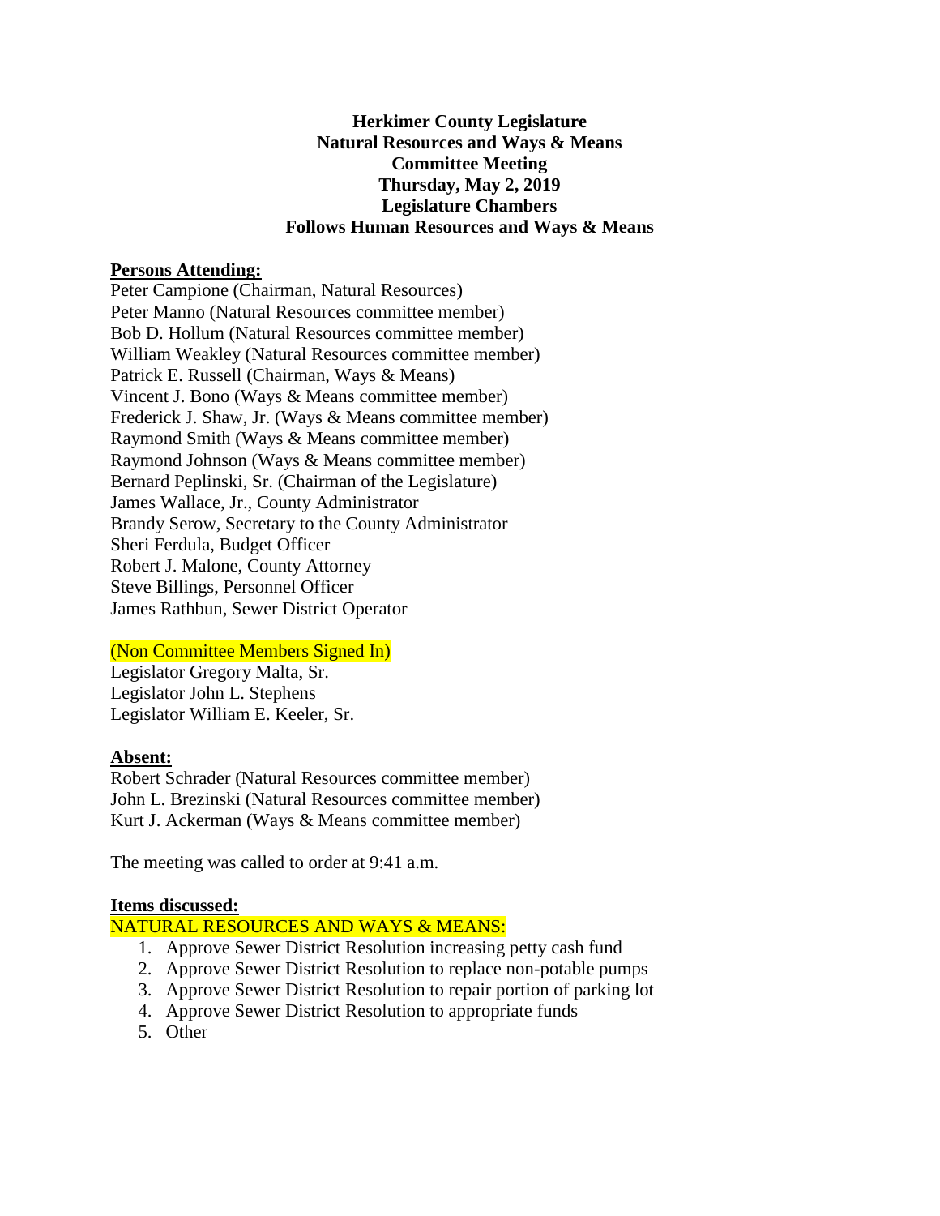**Herkimer County Legislature**
**Natural Resources and Ways & Means**
**Committee Meeting**
**Thursday, May 2, 2019**
**Legislature Chambers**
**Follows Human Resources and Ways & Means**

**Persons Attending:**

Peter Campione (Chairman, Natural Resources)
Peter Manno (Natural Resources committee member)
Bob D. Hollum (Natural Resources committee member)
William Weakley (Natural Resources committee member)
Patrick E. Russell (Chairman, Ways & Means)
Vincent J. Bono (Ways & Means committee member)
Frederick J. Shaw, Jr. (Ways & Means committee member)
Raymond Smith (Ways & Means committee member)
Raymond Johnson (Ways & Means committee member)
Bernard Peplinski, Sr. (Chairman of the Legislature)
James Wallace, Jr., County Administrator
Brandy Serow, Secretary to the County Administrator
Sheri Ferdula, Budget Officer
Robert J. Malone, County Attorney
Steve Billings, Personnel Officer
James Rathbun, Sewer District Operator

(Non Committee Members Signed In)

Legislator Gregory Malta, Sr.
Legislator John L. Stephens
Legislator William E. Keeler, Sr.

**Absent:**

Robert Schrader (Natural Resources committee member)
John L. Brezinski (Natural Resources committee member)
Kurt J. Ackerman (Ways & Means committee member)

The meeting was called to order at 9:41 a.m.

**Items discussed:**

NATURAL RESOURCES AND WAYS & MEANS:

1. Approve Sewer District Resolution increasing petty cash fund
2. Approve Sewer District Resolution to replace non-potable pumps
3. Approve Sewer District Resolution to repair portion of parking lot
4. Approve Sewer District Resolution to appropriate funds
5. Other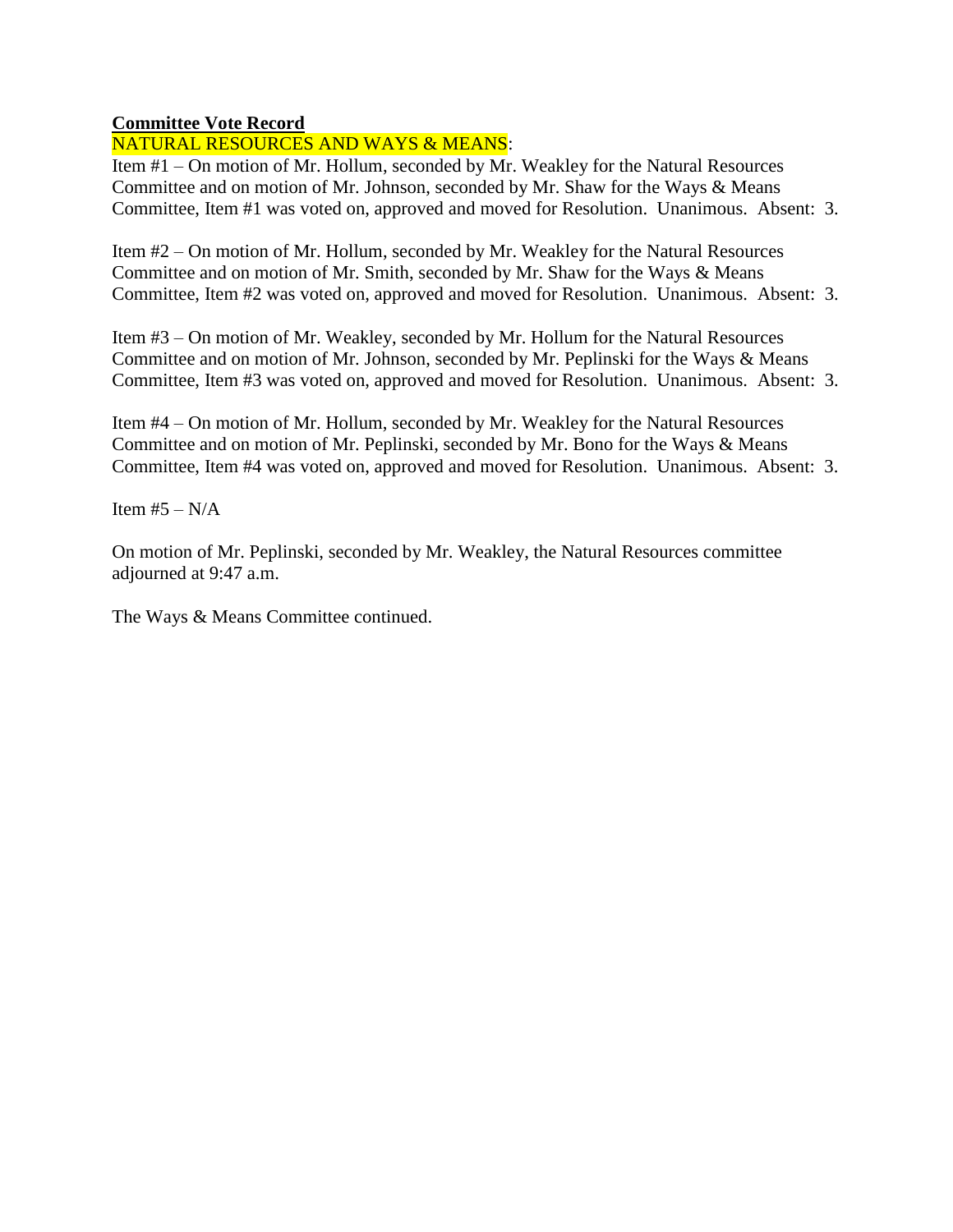**Committee Vote Record**

NATURAL RESOURCES AND WAYS & MEANS:

Item #1 – On motion of Mr. Hollum, seconded by Mr. Weakley for the Natural Resources Committee and on motion of Mr. Johnson, seconded by Mr. Shaw for the Ways & Means Committee, Item #1 was voted on, approved and moved for Resolution. Unanimous. Absent: 3.

Item #2 – On motion of Mr. Hollum, seconded by Mr. Weakley for the Natural Resources Committee and on motion of Mr. Smith, seconded by Mr. Shaw for the Ways & Means Committee, Item #2 was voted on, approved and moved for Resolution. Unanimous. Absent: 3.

Item #3 – On motion of Mr. Weakley, seconded by Mr. Hollum for the Natural Resources Committee and on motion of Mr. Johnson, seconded by Mr. Peplinski for the Ways & Means Committee, Item #3 was voted on, approved and moved for Resolution. Unanimous. Absent: 3.

Item #4 – On motion of Mr. Hollum, seconded by Mr. Weakley for the Natural Resources Committee and on motion of Mr. Peplinski, seconded by Mr. Bono for the Ways & Means Committee, Item #4 was voted on, approved and moved for Resolution. Unanimous. Absent: 3.

Item #5 – N/A

On motion of Mr. Peplinski, seconded by Mr. Weakley, the Natural Resources committee adjourned at 9:47 a.m.

The Ways & Means Committee continued.